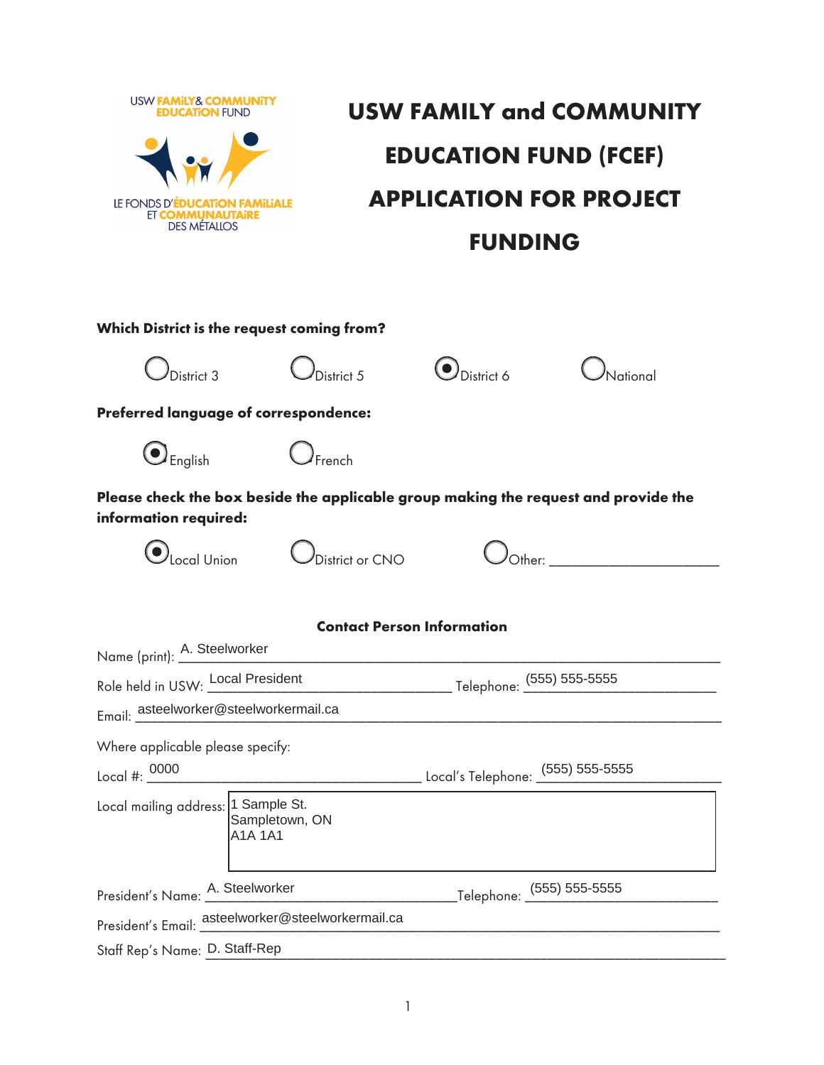USW FAMiLY & COMMUNiTY EDUCATiON FUND

LE FONDS D'ÉDUCATiON FAMiLiALE ET COMMUNAUTAiRE DES MÉTALLOS

# USW FAMILY and COMMUNITY EDUCATION FUND (FCEF) APPLICATION FOR PROJECT FUNDING

**Which District is the request coming from?**

- ○ District 3
- ○ District 5
- ◉ District 6
- ○ National

**Preferred language of correspondence:**

- ◉ English
- ○ French

**Please check the box beside the applicable group making the request and provide the information required:**

- ◉ Local Union
- ○ District or CNO
- ○ Other: ______________________

**Contact Person Information**

Name (print): A. Steelworker

Role held in USW: Local President Telephone: (555) 555-5555

Email: asteelworker@steelworkermail.ca

Where applicable please specify:

Local #: 0000 Local's Telephone: (555) 555-5555

Local mailing address:
1 Sample St.
Sampletown, ON
A1A 1A1

President's Name: A. Steelworker Telephone: (555) 555-5555

President's Email: asteelworker@steelworkermail.ca

Staff Rep's Name: D. Staff-Rep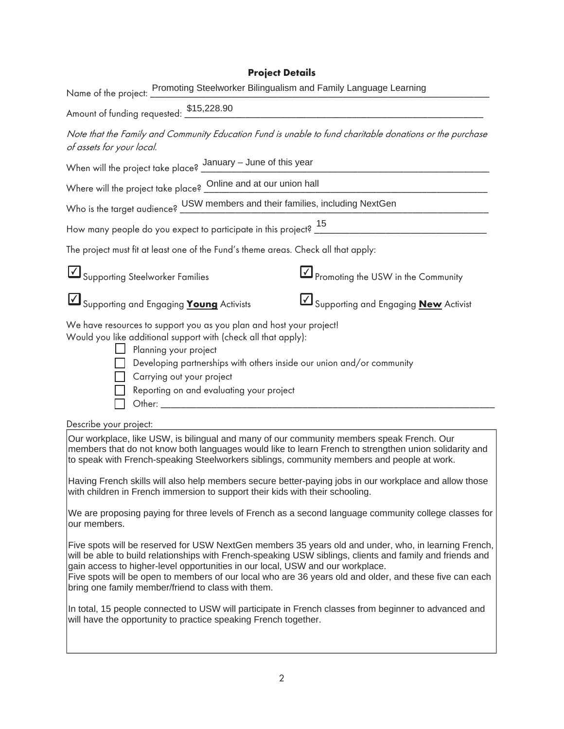## Project Details

Name of the project: Promoting Steelworker Bilingualism and Family Language Learning

Amount of funding requested: $15,228.90

*Note that the Family and Community Education Fund is unable to fund charitable donations or the purchase of assets for your local.*

When will the project take place? January – June of this year

Where will the project take place? Online and at our union hall

Who is the target audience? USW members and their families, including NextGen

How many people do you expect to participate in this project? 15

The project must fit at least one of the Fund's theme areas. Check all that apply:

- [x] Supporting Steelworker Families
- [x] Promoting the USW in the Community
- [x] Supporting and Engaging **Young** Activists
- [x] Supporting and Engaging **New** Activist

We have resources to support you as you plan and host your project!
Would you like additional support with (check all that apply):

- [ ] Planning your project
- [ ] Developing partnerships with others inside our union and/or community
- [ ] Carrying out your project
- [ ] Reporting on and evaluating your project
- [ ] Other: ____________________

Describe your project:

Our workplace, like USW, is bilingual and many of our community members speak French. Our members that do not know both languages would like to learn French to strengthen union solidarity and to speak with French-speaking Steelworkers siblings, community members and people at work.

Having French skills will also help members secure better-paying jobs in our workplace and allow those with children in French immersion to support their kids with their schooling.

We are proposing paying for three levels of French as a second language community college classes for our members.

Five spots will be reserved for USW NextGen members 35 years old and under, who, in learning French, will be able to build relationships with French-speaking USW siblings, clients and family and friends and gain access to higher-level opportunities in our local, USW and our workplace.
Five spots will be open to members of our local who are 36 years old and older, and these five can each bring one family member/friend to class with them.

In total, 15 people connected to USW will participate in French classes from beginner to advanced and will have the opportunity to practice speaking French together.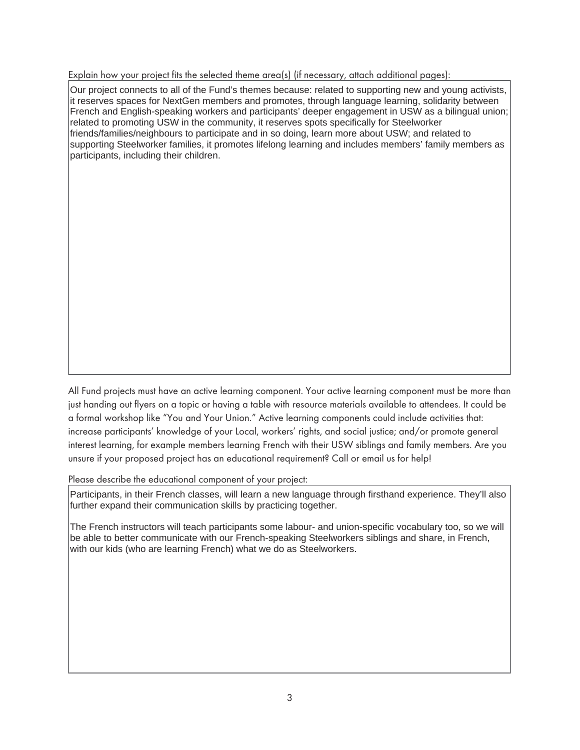Explain how your project fits the selected theme area(s) (if necessary, attach additional pages):

Our project connects to all of the Fund's themes because: related to supporting new and young activists, it reserves spaces for NextGen members and promotes, through language learning, solidarity between French and English-speaking workers and participants' deeper engagement in USW as a bilingual union; related to promoting USW in the community, it reserves spots specifically for Steelworker friends/families/neighbours to participate and in so doing, learn more about USW; and related to supporting Steelworker families, it promotes lifelong learning and includes members' family members as participants, including their children.

All Fund projects must have an active learning component. Your active learning component must be more than just handing out flyers on a topic or having a table with resource materials available to attendees. It could be a formal workshop like "You and Your Union." Active learning components could include activities that: increase participants' knowledge of your Local, workers' rights, and social justice; and/or promote general interest learning, for example members learning French with their USW siblings and family members. Are you unsure if your proposed project has an educational requirement? Call or email us for help!

Please describe the educational component of your project:

Participants, in their French classes, will learn a new language through firsthand experience. They'll also further expand their communication skills by practicing together.

The French instructors will teach participants some labour- and union-specific vocabulary too, so we will be able to better communicate with our French-speaking Steelworkers siblings and share, in French, with our kids (who are learning French) what we do as Steelworkers.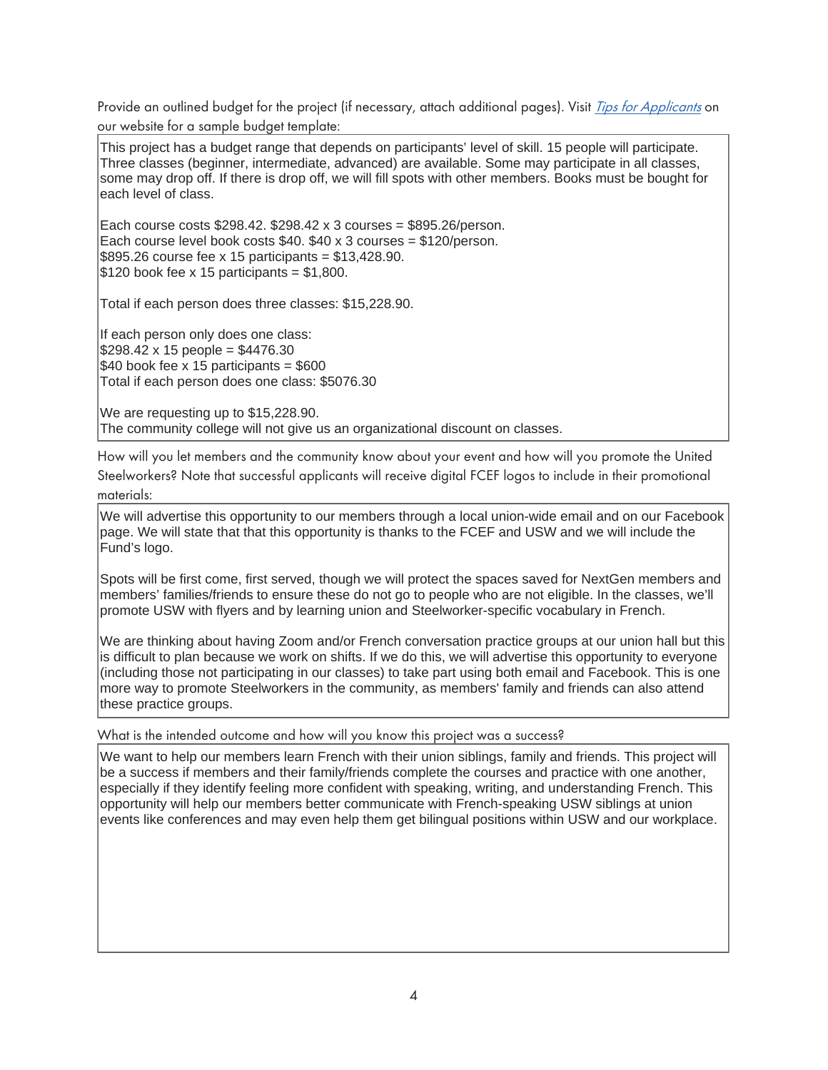Provide an outlined budget for the project (if necessary, attach additional pages). Visit *Tips for Applicants* on our website for a sample budget template:

This project has a budget range that depends on participants' level of skill. 15 people will participate. Three classes (beginner, intermediate, advanced) are available. Some may participate in all classes, some may drop off. If there is drop off, we will fill spots with other members. Books must be bought for each level of class.

Each course costs $298.42. $298.42 x 3 courses = $895.26/person.
Each course level book costs $40. $40 x 3 courses = $120/person.
$895.26 course fee x 15 participants = $13,428.90.
$120 book fee x 15 participants = $1,800.

Total if each person does three classes: $15,228.90.

If each person only does one class:
$298.42 x 15 people = $4476.30
$40 book fee x 15 participants = $600
Total if each person does one class: $5076.30

We are requesting up to $15,228.90.
The community college will not give us an organizational discount on classes.

How will you let members and the community know about your event and how will you promote the United Steelworkers? Note that successful applicants will receive digital FCEF logos to include in their promotional materials:

We will advertise this opportunity to our members through a local union-wide email and on our Facebook page. We will state that that this opportunity is thanks to the FCEF and USW and we will include the Fund's logo.

Spots will be first come, first served, though we will protect the spaces saved for NextGen members and members' families/friends to ensure these do not go to people who are not eligible. In the classes, we'll promote USW with flyers and by learning union and Steelworker-specific vocabulary in French.

We are thinking about having Zoom and/or French conversation practice groups at our union hall but this is difficult to plan because we work on shifts. If we do this, we will advertise this opportunity to everyone (including those not participating in our classes) to take part using both email and Facebook. This is one more way to promote Steelworkers in the community, as members' family and friends can also attend these practice groups.

What is the intended outcome and how will you know this project was a success?

We want to help our members learn French with their union siblings, family and friends. This project will be a success if members and their family/friends complete the courses and practice with one another, especially if they identify feeling more confident with speaking, writing, and understanding French. This opportunity will help our members better communicate with French-speaking USW siblings at union events like conferences and may even help them get bilingual positions within USW and our workplace.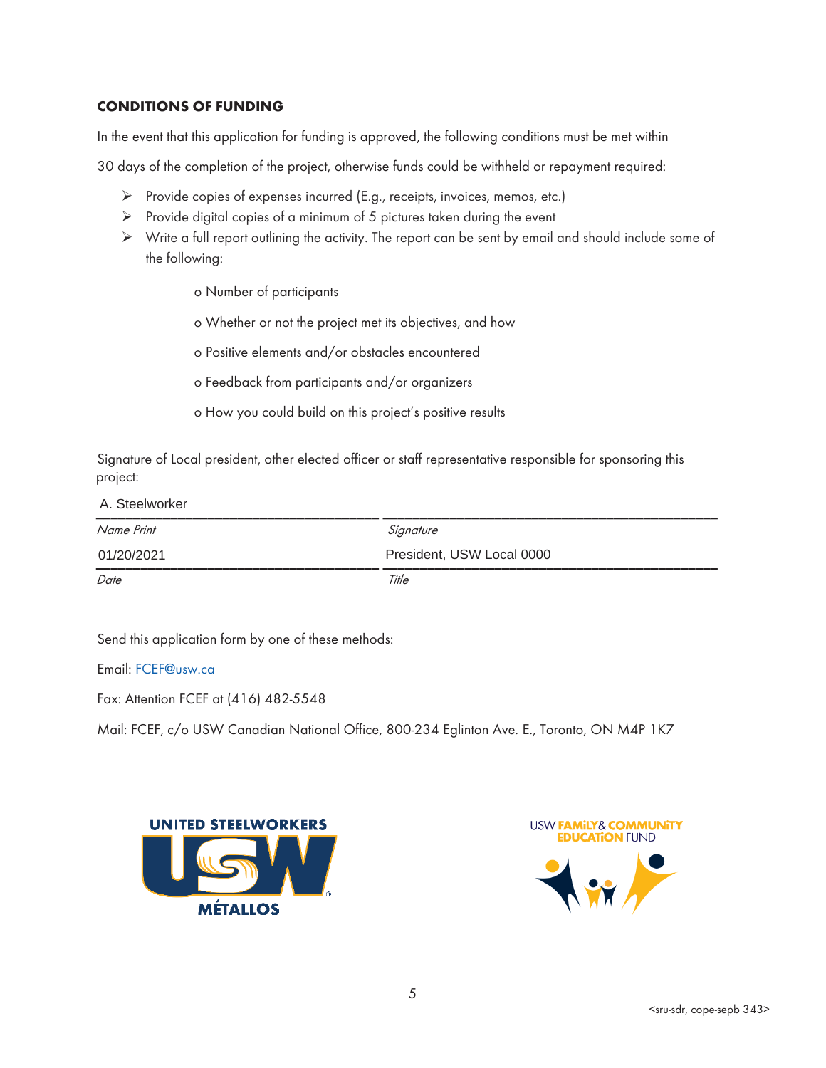**CONDITIONS OF FUNDING**

In the event that this application for funding is approved, the following conditions must be met within 30 days of the completion of the project, otherwise funds could be withheld or repayment required:

- Provide copies of expenses incurred (E.g., receipts, invoices, memos, etc.)
- Provide digital copies of a minimum of 5 pictures taken during the event
- Write a full report outlining the activity. The report can be sent by email and should include some of the following:
  - Number of participants
  - Whether or not the project met its objectives, and how
  - Positive elements and/or obstacles encountered
  - Feedback from participants and/or organizers
  - How you could build on this project's positive results

Signature of Local president, other elected officer or staff representative responsible for sponsoring this project:

| | |
|---|---|
| A. Steelworker | |
| *Name Print* | *Signature* |
| 01/20/2021 | President, USW Local 0000 |
| *Date* | *Title* |

Send this application form by one of these methods:

Email: FCEF@usw.ca

Fax: Attention FCEF at (416) 482-5548

Mail: FCEF, c/o USW Canadian National Office, 800-234 Eglinton Ave. E., Toronto, ON M4P 1K7

UNITED STEELWORKERS USW MÉTALLOS

USW FAMILY & COMMUNITY EDUCATION FUND

<sru-sdr, cope-sepb 343>